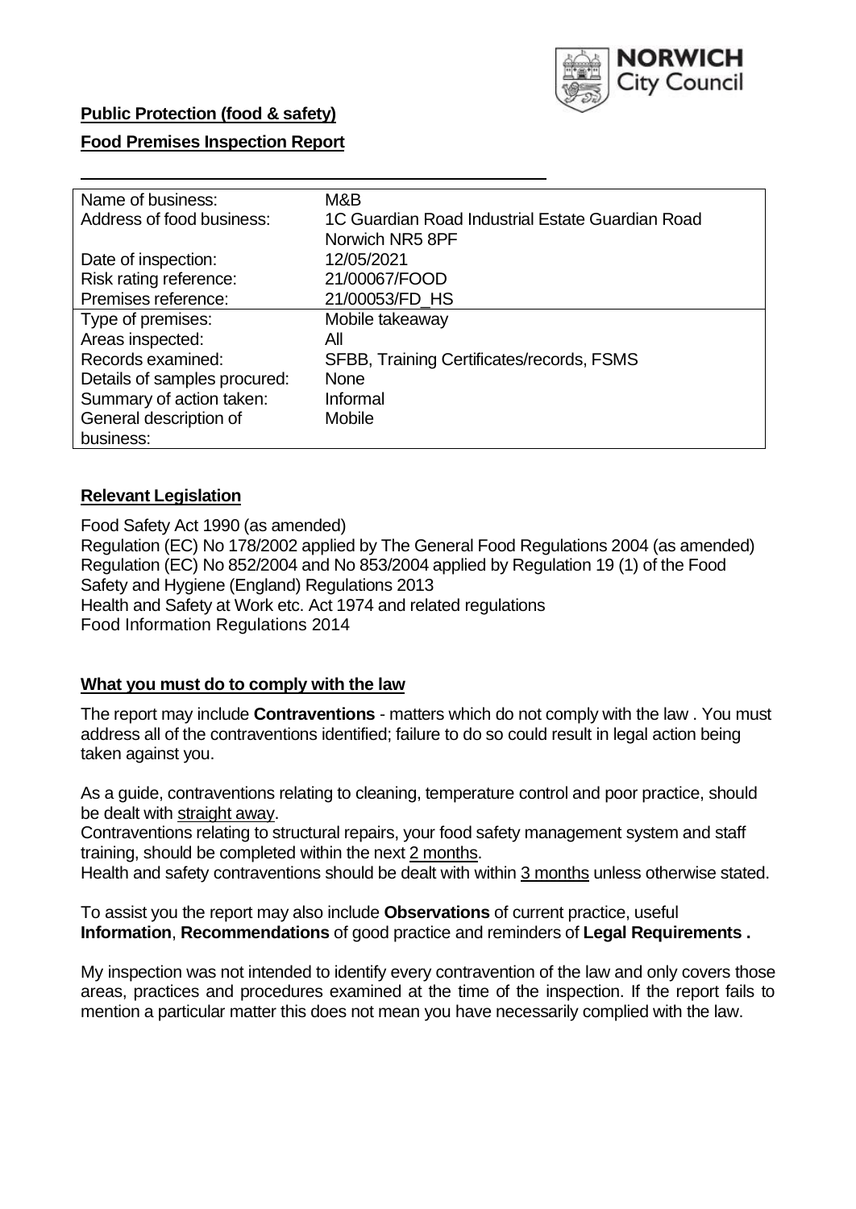**Public Protection (food & safety)**

**Food Premises Inspection Report**

| Name of business: | M&B |
|---|---|
| Address of food business: | 1C Guardian Road Industrial Estate Guardian Road Norwich NR5 8PF |
| Date of inspection: | 12/05/2021 |
| Risk rating reference: | 21/00067/FOOD |
| Premises reference: | 21/00053/FD_HS |
| Type of premises: | Mobile takeaway |
| Areas inspected: | All |
| Records examined: | SFBB, Training Certificates/records, FSMS |
| Details of samples procured: | None |
| Summary of action taken: | Informal |
| General description of business: | Mobile |

## Relevant Legislation

Food Safety Act 1990 (as amended)
Regulation (EC) No 178/2002 applied by The General Food Regulations 2004 (as amended)
Regulation (EC) No 852/2004 and No 853/2004 applied by Regulation 19 (1) of the Food Safety and Hygiene (England) Regulations 2013
Health and Safety at Work etc. Act 1974 and related regulations
Food Information Regulations 2014

## What you must do to comply with the law

The report may include **Contraventions** - matters which do not comply with the law . You must address all of the contraventions identified; failure to do so could result in legal action being taken against you.

As a guide, contraventions relating to cleaning, temperature control and poor practice, should be dealt with straight away.
Contraventions relating to structural repairs, your food safety management system and staff training, should be completed within the next 2 months.
Health and safety contraventions should be dealt with within 3 months unless otherwise stated.

To assist you the report may also include **Observations** of current practice, useful **Information**, **Recommendations** of good practice and reminders of **Legal Requirements .**

My inspection was not intended to identify every contravention of the law and only covers those areas, practices and procedures examined at the time of the inspection. If the report fails to mention a particular matter this does not mean you have necessarily complied with the law.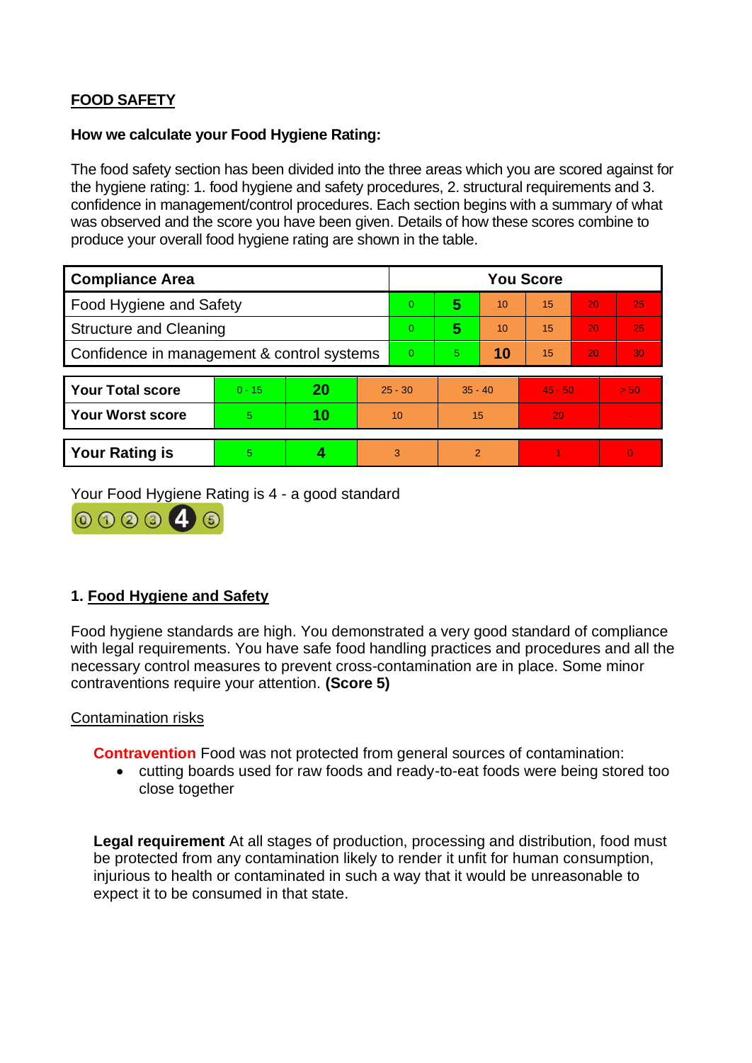## FOOD SAFETY

**How we calculate your Food Hygiene Rating:**

The food safety section has been divided into the three areas which you are scored against for the hygiene rating: 1. food hygiene and safety procedures, 2. structural requirements and 3. confidence in management/control procedures. Each section begins with a summary of what was observed and the score you have been given. Details of how these scores combine to produce your overall food hygiene rating are shown in the table.

| Compliance Area | You Score | | | | | |
|---|---|---|---|---|---|---|
| Food Hygiene and Safety | 0 | **5** | 10 | 15 | 20 | 25 |
| Structure and Cleaning | 0 | **5** | 10 | 15 | 20 | 25 |
| Confidence in management & control systems | 0 | 5 | **10** | 15 | 20 | 30 |

| | | | | | | |
|---|---|---|---|---|---|---|
| **Your Total score** | 0 - 15 | **20** | 25 - 30 | 35 - 40 | 45 - 50 | > 50 |
| **Your Worst score** | 5 | **10** | 10 | 15 | 20 | - |

| | | | | | | |
|---|---|---|---|---|---|---|
| **Your Rating is** | 5 | **4** | 3 | 2 | 1 | 0 |

Your Food Hygiene Rating is 4 - a good standard

### 1. Food Hygiene and Safety

Food hygiene standards are high. You demonstrated a very good standard of compliance with legal requirements. You have safe food handling practices and procedures and all the necessary control measures to prevent cross-contamination are in place. Some minor contraventions require your attention. **(Score 5)**

Contamination risks

**Contravention** Food was not protected from general sources of contamination:

- cutting boards used for raw foods and ready-to-eat foods were being stored too close together

**Legal requirement** At all stages of production, processing and distribution, food must be protected from any contamination likely to render it unfit for human consumption, injurious to health or contaminated in such a way that it would be unreasonable to expect it to be consumed in that state.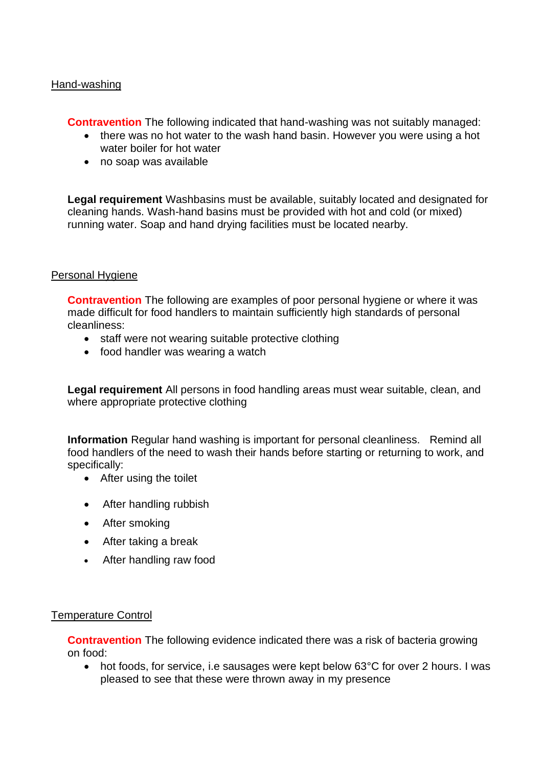## Hand-washing

**Contravention** The following indicated that hand-washing was not suitably managed:

- there was no hot water to the wash hand basin. However you were using a hot water boiler for hot water
- no soap was available

**Legal requirement** Washbasins must be available, suitably located and designated for cleaning hands. Wash-hand basins must be provided with hot and cold (or mixed) running water. Soap and hand drying facilities must be located nearby.

## Personal Hygiene

**Contravention** The following are examples of poor personal hygiene or where it was made difficult for food handlers to maintain sufficiently high standards of personal cleanliness:

- staff were not wearing suitable protective clothing
- food handler was wearing a watch

**Legal requirement** All persons in food handling areas must wear suitable, clean, and where appropriate protective clothing

**Information** Regular hand washing is important for personal cleanliness. Remind all food handlers of the need to wash their hands before starting or returning to work, and specifically:

- After using the toilet
- After handling rubbish
- After smoking
- After taking a break
- After handling raw food

## Temperature Control

**Contravention** The following evidence indicated there was a risk of bacteria growing on food:

- hot foods, for service, i.e sausages were kept below 63°C for over 2 hours. I was pleased to see that these were thrown away in my presence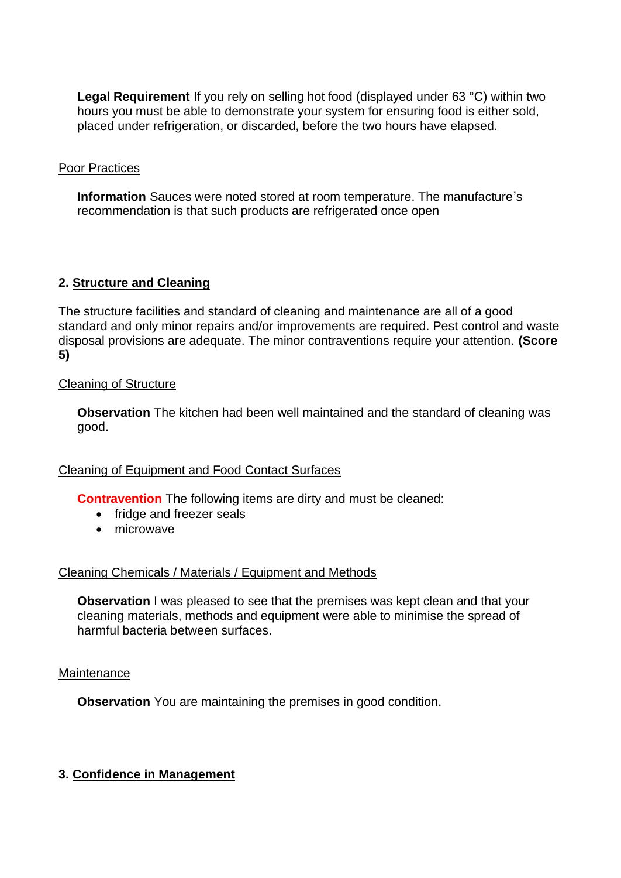**Legal Requirement** If you rely on selling hot food (displayed under 63 °C) within two hours you must be able to demonstrate your system for ensuring food is either sold, placed under refrigeration, or discarded, before the two hours have elapsed.

Poor Practices

**Information** Sauces were noted stored at room temperature. The manufacture's recommendation is that such products are refrigerated once open

## 2. Structure and Cleaning

The structure facilities and standard of cleaning and maintenance are all of a good standard and only minor repairs and/or improvements are required. Pest control and waste disposal provisions are adequate. The minor contraventions require your attention. **(Score 5)**

Cleaning of Structure

**Observation** The kitchen had been well maintained and the standard of cleaning was good.

Cleaning of Equipment and Food Contact Surfaces

**Contravention** The following items are dirty and must be cleaned:

- fridge and freezer seals
- microwave

Cleaning Chemicals / Materials / Equipment and Methods

**Observation** I was pleased to see that the premises was kept clean and that your cleaning materials, methods and equipment were able to minimise the spread of harmful bacteria between surfaces.

Maintenance

**Observation** You are maintaining the premises in good condition.

## 3. Confidence in Management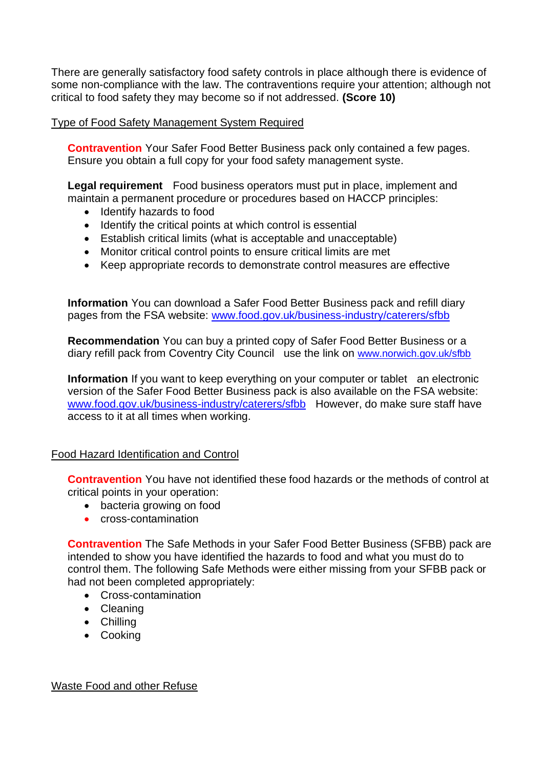There are generally satisfactory food safety controls in place although there is evidence of some non-compliance with the law. The contraventions require your attention; although not critical to food safety they may become so if not addressed. **(Score 10)**

Type of Food Safety Management System Required

**Contravention** Your Safer Food Better Business pack only contained a few pages. Ensure you obtain a full copy for your food safety management syste.

**Legal requirement** Food business operators must put in place, implement and maintain a permanent procedure or procedures based on HACCP principles:

- Identify hazards to food
- Identify the critical points at which control is essential
- Establish critical limits (what is acceptable and unacceptable)
- Monitor critical control points to ensure critical limits are met
- Keep appropriate records to demonstrate control measures are effective

**Information** You can download a Safer Food Better Business pack and refill diary pages from the FSA website: www.food.gov.uk/business-industry/caterers/sfbb

**Recommendation** You can buy a printed copy of Safer Food Better Business or a diary refill pack from Coventry City Council use the link on www.norwich.gov.uk/sfbb

**Information** If you want to keep everything on your computer or tablet an electronic version of the Safer Food Better Business pack is also available on the FSA website: www.food.gov.uk/business-industry/caterers/sfbb However, do make sure staff have access to it at all times when working.

Food Hazard Identification and Control

**Contravention** You have not identified these food hazards or the methods of control at critical points in your operation:

- bacteria growing on food
- cross-contamination

**Contravention** The Safe Methods in your Safer Food Better Business (SFBB) pack are intended to show you have identified the hazards to food and what you must do to control them. The following Safe Methods were either missing from your SFBB pack or had not been completed appropriately:

- Cross-contamination
- Cleaning
- Chilling
- Cooking

Waste Food and other Refuse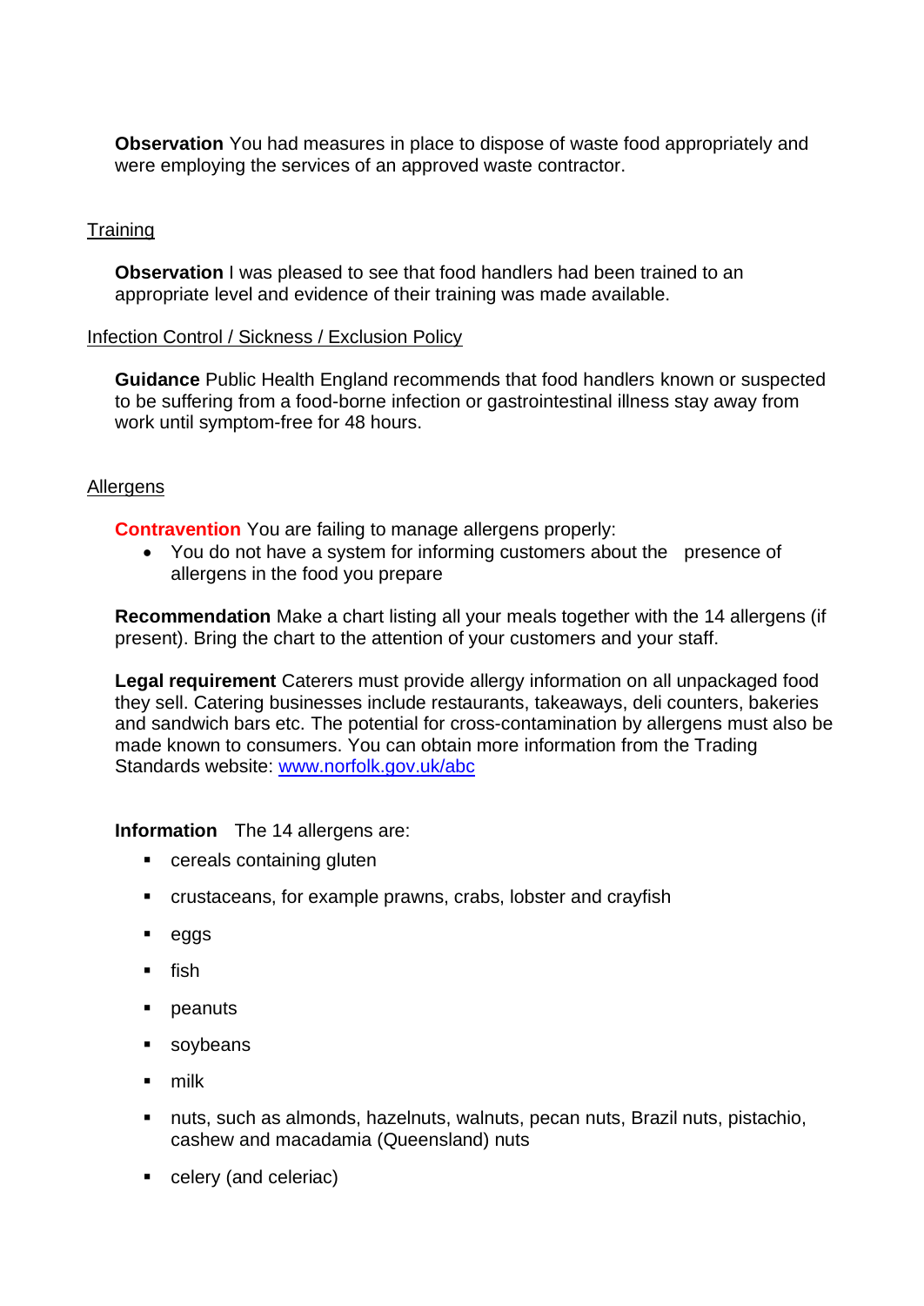**Observation** You had measures in place to dispose of waste food appropriately and were employing the services of an approved waste contractor.

## Training

**Observation** I was pleased to see that food handlers had been trained to an appropriate level and evidence of their training was made available.

## Infection Control / Sickness / Exclusion Policy

**Guidance** Public Health England recommends that food handlers known or suspected to be suffering from a food-borne infection or gastrointestinal illness stay away from work until symptom-free for 48 hours.

## Allergens

**Contravention** You are failing to manage allergens properly:

- You do not have a system for informing customers about the presence of allergens in the food you prepare

**Recommendation** Make a chart listing all your meals together with the 14 allergens (if present). Bring the chart to the attention of your customers and your staff.

**Legal requirement** Caterers must provide allergy information on all unpackaged food they sell. Catering businesses include restaurants, takeaways, deli counters, bakeries and sandwich bars etc. The potential for cross-contamination by allergens must also be made known to consumers. You can obtain more information from the Trading Standards website: [www.norfolk.gov.uk/abc](www.norfolk.gov.uk/abc)

**Information** The 14 allergens are:

- cereals containing gluten
- crustaceans, for example prawns, crabs, lobster and crayfish
- eggs
- fish
- peanuts
- soybeans
- milk
- nuts, such as almonds, hazelnuts, walnuts, pecan nuts, Brazil nuts, pistachio, cashew and macadamia (Queensland) nuts
- celery (and celeriac)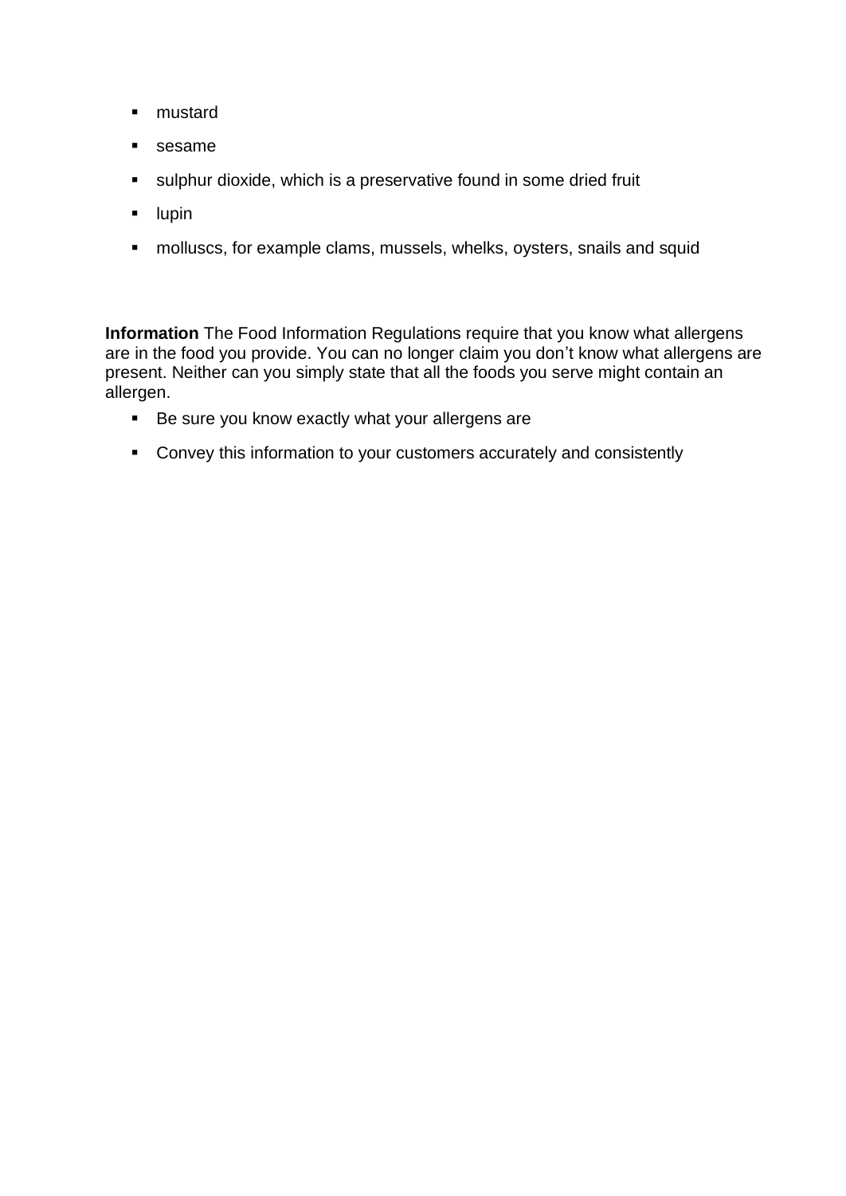- mustard
- sesame
- sulphur dioxide, which is a preservative found in some dried fruit
- lupin
- molluscs, for example clams, mussels, whelks, oysters, snails and squid

**Information** The Food Information Regulations require that you know what allergens are in the food you provide. You can no longer claim you don't know what allergens are present. Neither can you simply state that all the foods you serve might contain an allergen.

- Be sure you know exactly what your allergens are
- Convey this information to your customers accurately and consistently